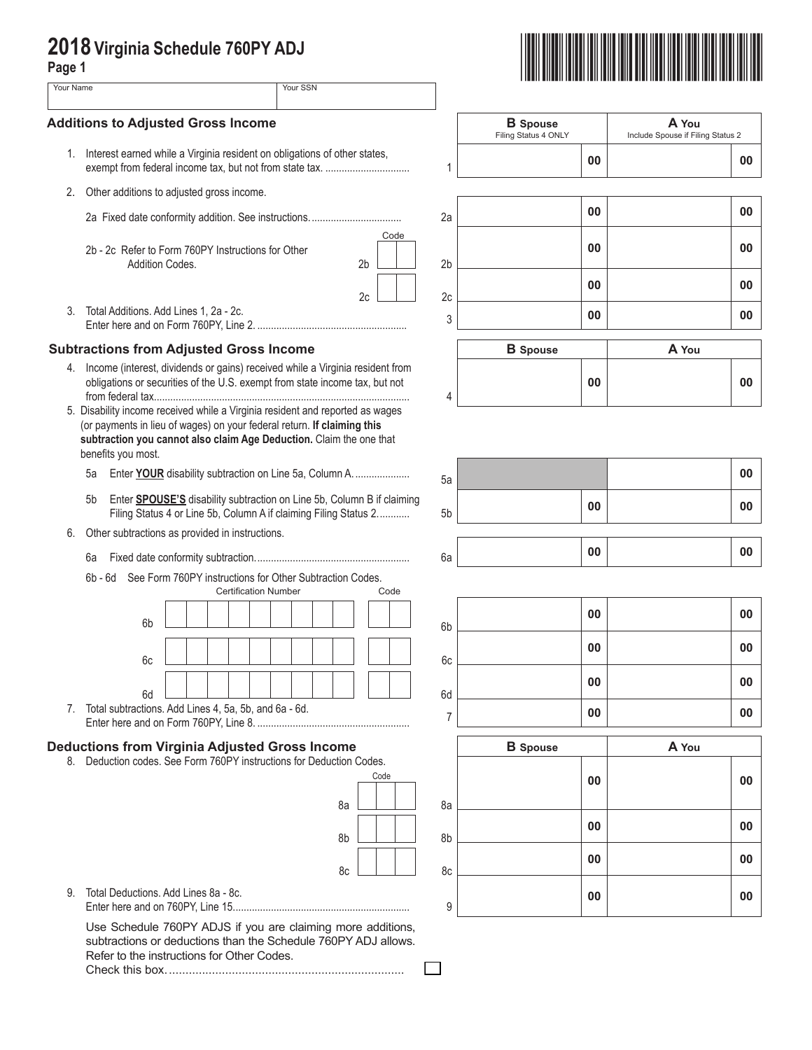# 2018 Virginia Schedule 760PY ADJ

Page 1

| Your Name | Your SSN |
|---|---|
| | |

## Additions to Adjusted Gross Income

| | | | B Spouse (Filing Status 4 ONLY) | A You (Include Spouse if Filing Status 2) |
|---|---|---|---|---|
| 1. Interest earned while a Virginia resident on obligations of other states, exempt from federal income tax, but not from state tax. .............................. | | 1 | 00 | 00 |
| 2. Other additions to adjusted gross income. | | | | |
| 2a Fixed date conformity addition. See instructions. ................................ | | 2a | 00 | 00 |
| 2b - 2c Refer to Form 760PY Instructions for Other Addition Codes. | Code 2b | 2b | 00 | 00 |
| | Code 2c | 2c | 00 | 00 |
| 3. Total Additions. Add Lines 1, 2a - 2c. Enter here and on Form 760PY, Line 2. ...................................................... | | 3 | 00 | 00 |

## Subtractions from Adjusted Gross Income

| | | | B Spouse | A You |
|---|---|---|---|---|
| 4. Income (interest, dividends or gains) received while a Virginia resident from obligations or securities of the U.S. exempt from state income tax, but not from federal tax............................................................................................ | | 4 | 00 | 00 |
| 5. Disability income received while a Virginia resident and reported as wages (or payments in lieu of wages) on your federal return. **If claiming this subtraction you cannot also claim Age Deduction.** Claim the one that benefits you most. | | | | |
| 5a Enter **YOUR** disability subtraction on Line 5a, Column A. .................... | | 5a | | 00 |
| 5b Enter **SPOUSE'S** disability subtraction on Line 5b, Column B if claiming Filing Status 4 or Line 5b, Column A if claiming Filing Status 2. .......... | | 5b | 00 | 00 |
| 6. Other subtractions as provided in instructions. | | | | |
| 6a Fixed date conformity subtraction. ........................................................ | | 6a | 00 | 00 |
| 6b - 6d See Form 760PY instructions for Other Subtraction Codes. | Certification Number / Code | | | |
| 6b | | 6b | 00 | 00 |
| 6c | | 6c | 00 | 00 |
| 6d | | 6d | 00 | 00 |
| 7. Total subtractions. Add Lines 4, 5a, 5b, and 6a - 6d. Enter here and on Form 760PY, Line 8. ....................................................... | | 7 | 00 | 00 |

## Deductions from Virginia Adjusted Gross Income

| | | | B Spouse | A You |
|---|---|---|---|---|
| 8. Deduction codes. See Form 760PY instructions for Deduction Codes. | Code 8a | 8a | 00 | 00 |
| | Code 8b | 8b | 00 | 00 |
| | Code 8c | 8c | 00 | 00 |
| 9. Total Deductions. Add Lines 8a - 8c. Enter here and on 760PY, Line 15................................................................ | | 9 | 00 | 00 |

Use Schedule 760PY ADJS if you are claiming more additions, subtractions or deductions than the Schedule 760PY ADJ allows. Refer to the instructions for Other Codes.
Check this box. ....................................................................... ☐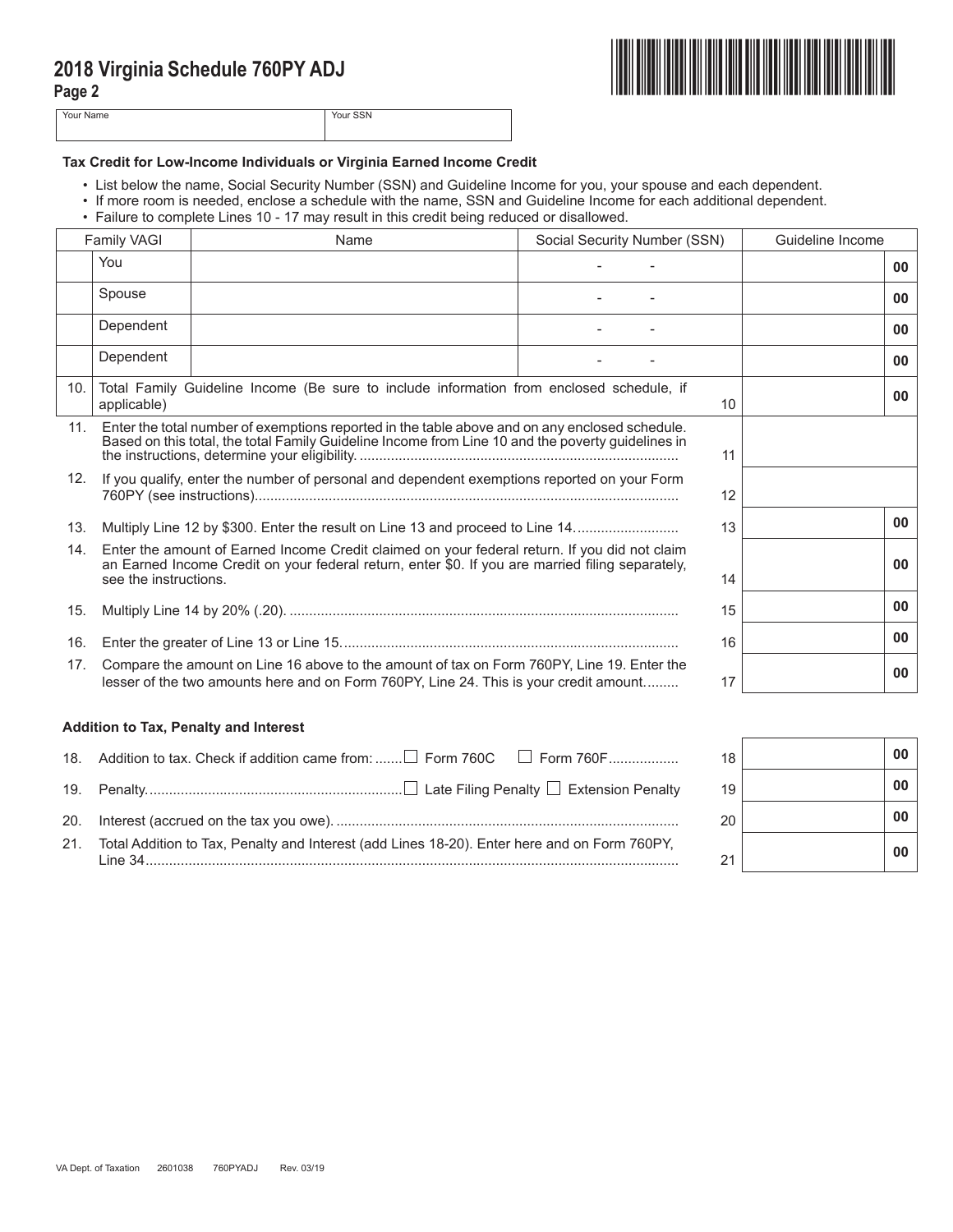# 2018 Virginia Schedule 760PY ADJ

**Page 2**

| Your Name | Your SSN |
|---|---|
| | |

**Tax Credit for Low-Income Individuals or Virginia Earned Income Credit**

- List below the name, Social Security Number (SSN) and Guideline Income for you, your spouse and each dependent.
- If more room is needed, enclose a schedule with the name, SSN and Guideline Income for each additional dependent.
- Failure to complete Lines 10 - 17 may result in this credit being reduced or disallowed.

| Family VAGI | | Name | Social Security Number (SSN) | Guideline Income | |
|---|---|---|---|---|---|
| | You | | - - | | 00 |
| | Spouse | | - - | | 00 |
| | Dependent | | - - | | 00 |
| | Dependent | | - - | | 00 |
| 10. | Total Family Guideline Income (Be sure to include information from enclosed schedule, if applicable) | | 10 | | 00 |

| | | Line | Amount | |
|---|---|---|---|---|
| 11. | Enter the total number of exemptions reported in the table above and on any enclosed schedule. Based on this total, the total Family Guideline Income from Line 10 and the poverty guidelines in the instructions, determine your eligibility. | 11 | | |
| 12. | If you qualify, enter the number of personal and dependent exemptions reported on your Form 760PY (see instructions) | 12 | | |
| 13. | Multiply Line 12 by $300. Enter the result on Line 13 and proceed to Line 14. | 13 | | 00 |
| 14. | Enter the amount of Earned Income Credit claimed on your federal return. If you did not claim an Earned Income Credit on your federal return, enter $0. If you are married filing separately, see the instructions. | 14 | | 00 |
| 15. | Multiply Line 14 by 20% (.20). | 15 | | 00 |
| 16. | Enter the greater of Line 13 or Line 15. | 16 | | 00 |
| 17. | Compare the amount on Line 16 above to the amount of tax on Form 760PY, Line 19. Enter the lesser of the two amounts here and on Form 760PY, Line 24. This is your credit amount. | 17 | | 00 |

**Addition to Tax, Penalty and Interest**

| | | Line | Amount | |
|---|---|---|---|---|
| 18. | Addition to tax. Check if addition came from: ☐ Form 760C ☐ Form 760F | 18 | | 00 |
| 19. | Penalty. ☐ Late Filing Penalty ☐ Extension Penalty | 19 | | 00 |
| 20. | Interest (accrued on the tax you owe). | 20 | | 00 |
| 21. | Total Addition to Tax, Penalty and Interest (add Lines 18-20). Enter here and on Form 760PY, Line 34 | 21 | | 00 |

VA Dept. of Taxation 2601038 760PYADJ Rev. 03/19